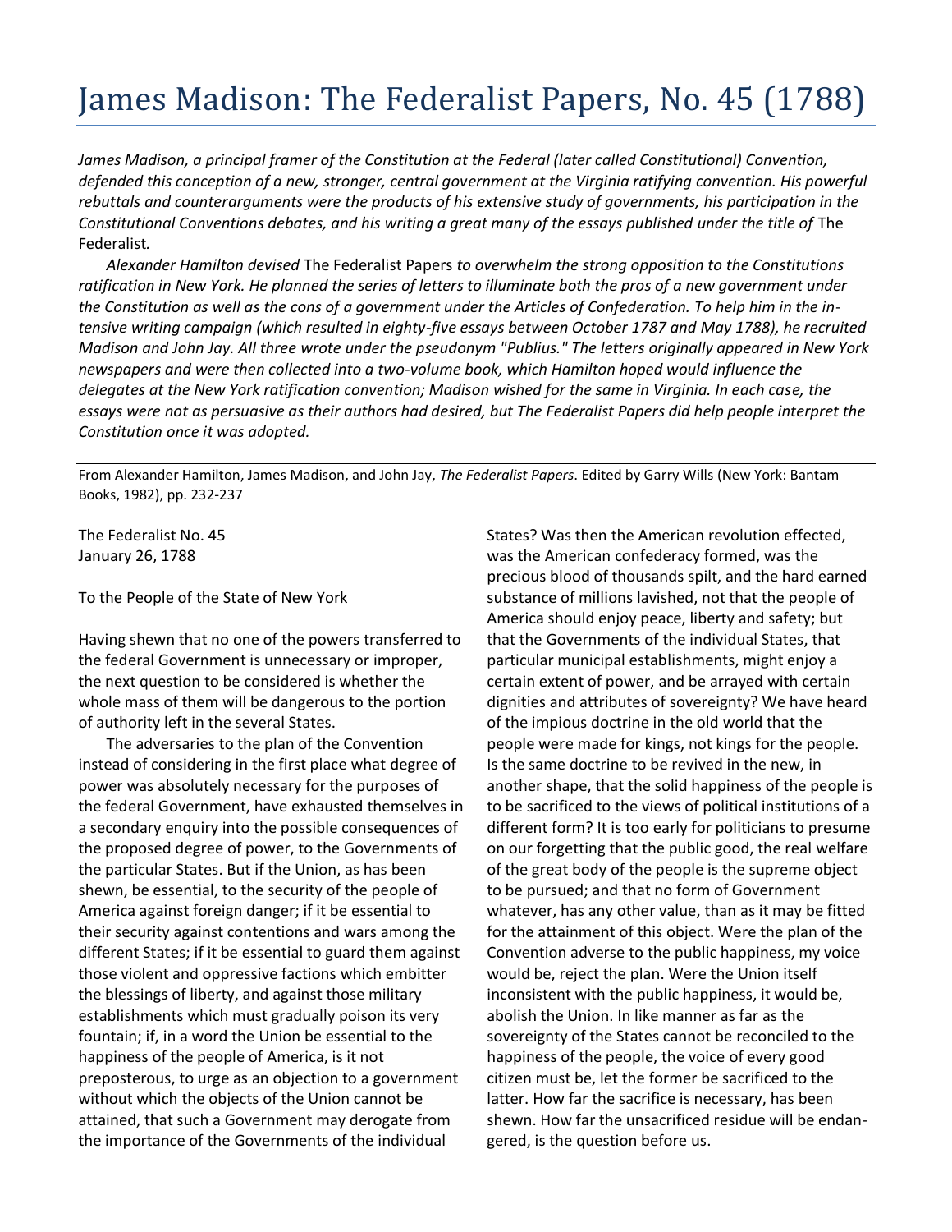# James Madison: The Federalist Papers, No. 45 (1788)

*James Madison, a principal framer of the Constitution at the Federal (later called Constitutional) Convention, defended this conception of a new, stronger, central government at the Virginia ratifying convention. His powerful rebuttals and counterarguments were the products of his extensive study of governments, his participation in the Constitutional Conventions debates, and his writing a great many of the essays published under the title of* The Federalist*.*

*Alexander Hamilton devised* The Federalist Papers *to overwhelm the strong opposition to the Constitutions ratification in New York. He planned the series of letters to illuminate both the pros of a new government under the Constitution as well as the cons of a government under the Articles of Confederation. To help him in the intensive writing campaign (which resulted in eighty-five essays between October 1787 and May 1788), he recruited Madison and John Jay. All three wrote under the pseudonym "Publius." The letters originally appeared in New York newspapers and were then collected into a two-volume book, which Hamilton hoped would influence the delegates at the New York ratification convention; Madison wished for the same in Virginia. In each case, the essays were not as persuasive as their authors had desired, but The Federalist Papers did help people interpret the Constitution once it was adopted.*

---

From Alexander Hamilton, James Madison, and John Jay, *The Federalist Papers*. Edited by Garry Wills (New York: Bantam Books, 1982), pp. 232-237

The Federalist No. 45
January 26, 1788

To the People of the State of New York

Having shewn that no one of the powers transferred to the federal Government is unnecessary or improper, the next question to be considered is whether the whole mass of them will be dangerous to the portion of authority left in the several States.

The adversaries to the plan of the Convention instead of considering in the first place what degree of power was absolutely necessary for the purposes of the federal Government, have exhausted themselves in a secondary enquiry into the possible consequences of the proposed degree of power, to the Governments of the particular States. But if the Union, as has been shewn, be essential, to the security of the people of America against foreign danger; if it be essential to their security against contentions and wars among the different States; if it be essential to guard them against those violent and oppressive factions which embitter the blessings of liberty, and against those military establishments which must gradually poison its very fountain; if, in a word the Union be essential to the happiness of the people of America, is it not preposterous, to urge as an objection to a government without which the objects of the Union cannot be attained, that such a Government may derogate from the importance of the Governments of the individual States? Was then the American revolution effected, was the American confederacy formed, was the precious blood of thousands spilt, and the hard earned substance of millions lavished, not that the people of America should enjoy peace, liberty and safety; but that the Governments of the individual States, that particular municipal establishments, might enjoy a certain extent of power, and be arrayed with certain dignities and attributes of sovereignty? We have heard of the impious doctrine in the old world that the people were made for kings, not kings for the people. Is the same doctrine to be revived in the new, in another shape, that the solid happiness of the people is to be sacrificed to the views of political institutions of a different form? It is too early for politicians to presume on our forgetting that the public good, the real welfare of the great body of the people is the supreme object to be pursued; and that no form of Government whatever, has any other value, than as it may be fitted for the attainment of this object. Were the plan of the Convention adverse to the public happiness, my voice would be, reject the plan. Were the Union itself inconsistent with the public happiness, it would be, abolish the Union. In like manner as far as the sovereignty of the States cannot be reconciled to the happiness of the people, the voice of every good citizen must be, let the former be sacrificed to the latter. How far the sacrifice is necessary, has been shewn. How far the unsacrificed residue will be endangered, is the question before us.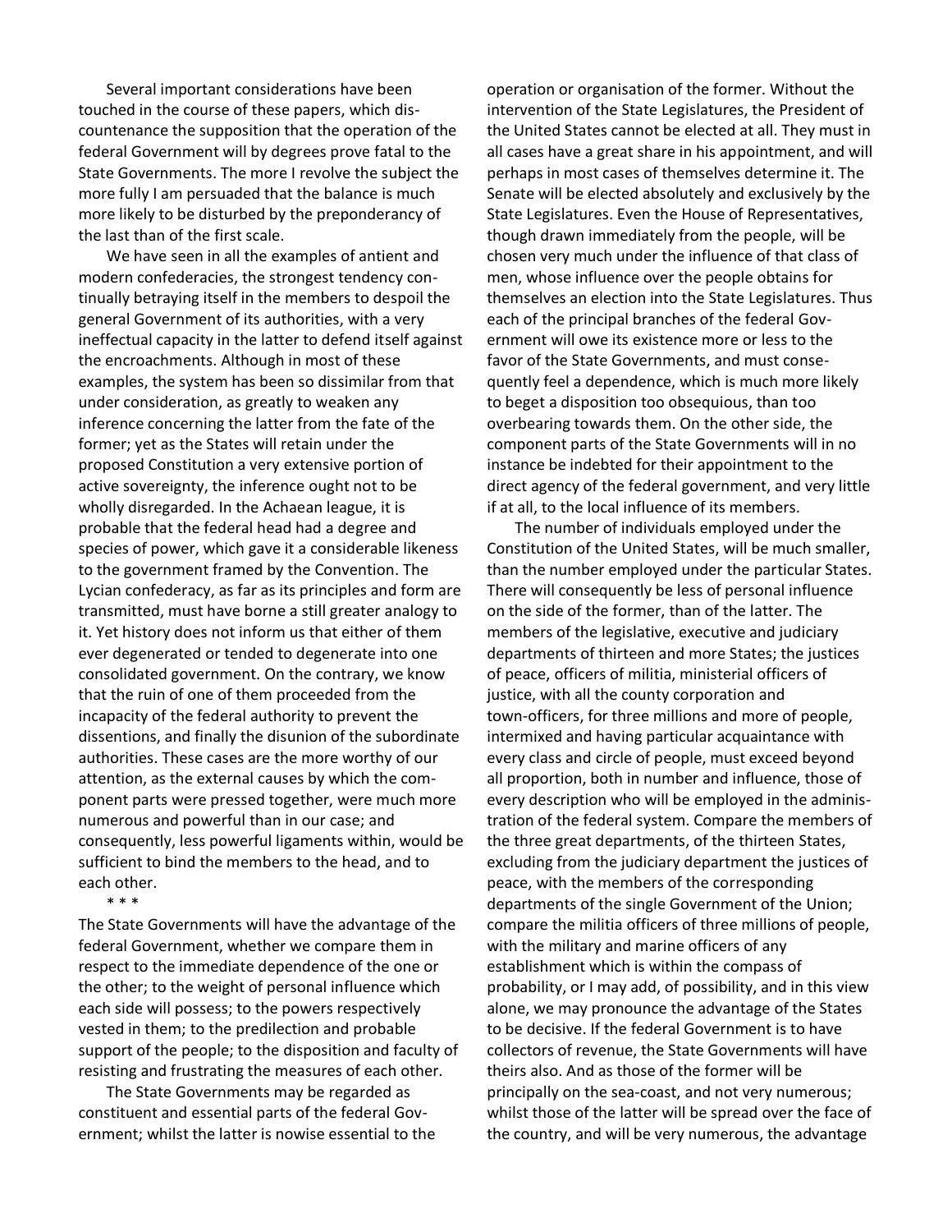Several important considerations have been touched in the course of these papers, which discountenance the supposition that the operation of the federal Government will by degrees prove fatal to the State Governments. The more I revolve the subject the more fully I am persuaded that the balance is much more likely to be disturbed by the preponderancy of the last than of the first scale.

We have seen in all the examples of antient and modern confederacies, the strongest tendency continually betraying itself in the members to despoil the general Government of its authorities, with a very ineffectual capacity in the latter to defend itself against the encroachments. Although in most of these examples, the system has been so dissimilar from that under consideration, as greatly to weaken any inference concerning the latter from the fate of the former; yet as the States will retain under the proposed Constitution a very extensive portion of active sovereignty, the inference ought not to be wholly disregarded. In the Achaean league, it is probable that the federal head had a degree and species of power, which gave it a considerable likeness to the government framed by the Convention. The Lycian confederacy, as far as its principles and form are transmitted, must have borne a still greater analogy to it. Yet history does not inform us that either of them ever degenerated or tended to degenerate into one consolidated government. On the contrary, we know that the ruin of one of them proceeded from the incapacity of the federal authority to prevent the dissentions, and finally the disunion of the subordinate authorities. These cases are the more worthy of our attention, as the external causes by which the component parts were pressed together, were much more numerous and powerful than in our case; and consequently, less powerful ligaments within, would be sufficient to bind the members to the head, and to each other.

* * *

The State Governments will have the advantage of the federal Government, whether we compare them in respect to the immediate dependence of the one or the other; to the weight of personal influence which each side will possess; to the powers respectively vested in them; to the predilection and probable support of the people; to the disposition and faculty of resisting and frustrating the measures of each other.

The State Governments may be regarded as constituent and essential parts of the federal Government; whilst the latter is nowise essential to the operation or organisation of the former. Without the intervention of the State Legislatures, the President of the United States cannot be elected at all. They must in all cases have a great share in his appointment, and will perhaps in most cases of themselves determine it. The Senate will be elected absolutely and exclusively by the State Legislatures. Even the House of Representatives, though drawn immediately from the people, will be chosen very much under the influence of that class of men, whose influence over the people obtains for themselves an election into the State Legislatures. Thus each of the principal branches of the federal Government will owe its existence more or less to the favor of the State Governments, and must consequently feel a dependence, which is much more likely to beget a disposition too obsequious, than too overbearing towards them. On the other side, the component parts of the State Governments will in no instance be indebted for their appointment to the direct agency of the federal government, and very little if at all, to the local influence of its members.

The number of individuals employed under the Constitution of the United States, will be much smaller, than the number employed under the particular States. There will consequently be less of personal influence on the side of the former, than of the latter. The members of the legislative, executive and judiciary departments of thirteen and more States; the justices of peace, officers of militia, ministerial officers of justice, with all the county corporation and town-officers, for three millions and more of people, intermixed and having particular acquaintance with every class and circle of people, must exceed beyond all proportion, both in number and influence, those of every description who will be employed in the administration of the federal system. Compare the members of the three great departments, of the thirteen States, excluding from the judiciary department the justices of peace, with the members of the corresponding departments of the single Government of the Union; compare the militia officers of three millions of people, with the military and marine officers of any establishment which is within the compass of probability, or I may add, of possibility, and in this view alone, we may pronounce the advantage of the States to be decisive. If the federal Government is to have collectors of revenue, the State Governments will have theirs also. And as those of the former will be principally on the sea-coast, and not very numerous; whilst those of the latter will be spread over the face of the country, and will be very numerous, the advantage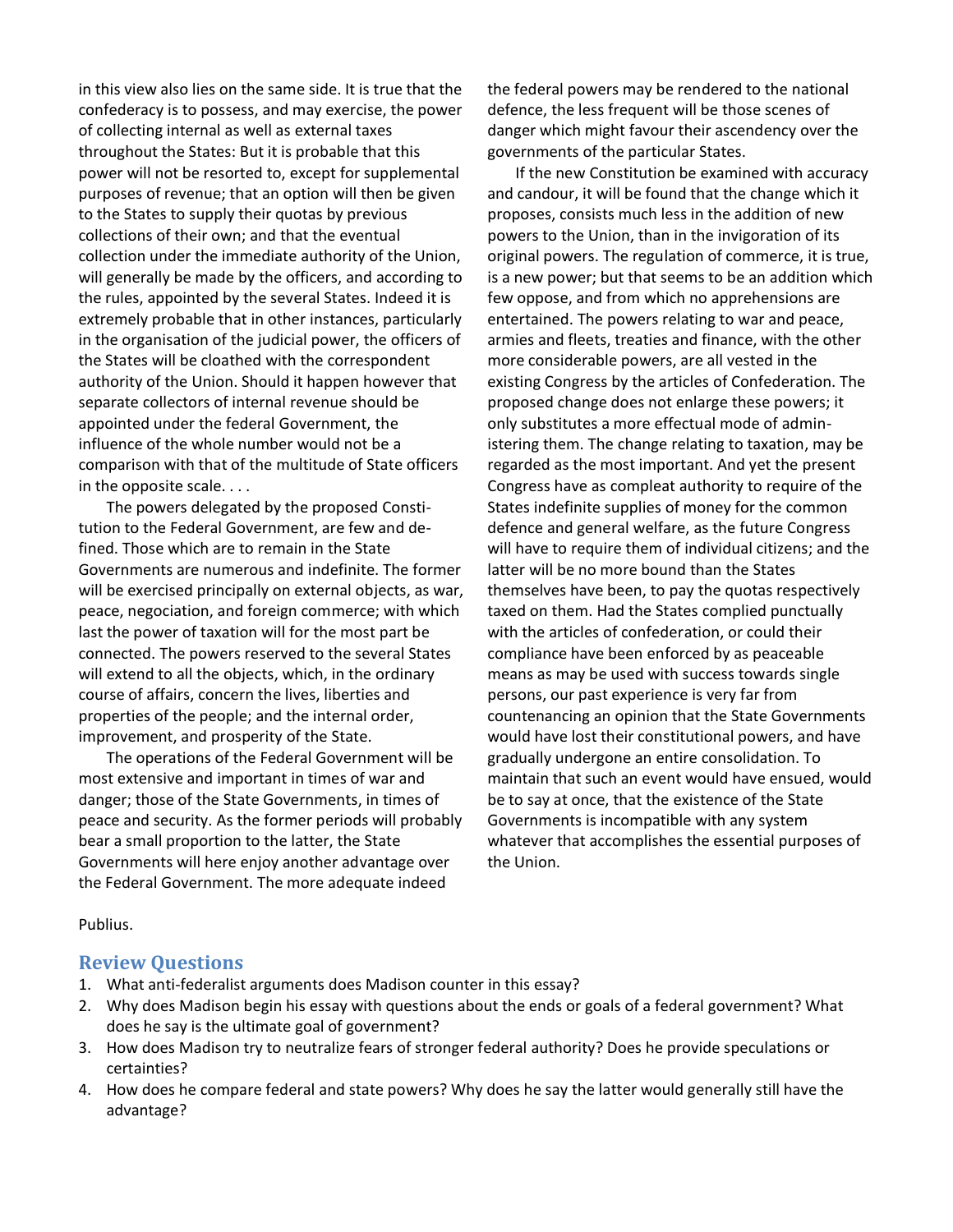in this view also lies on the same side. It is true that the confederacy is to possess, and may exercise, the power of collecting internal as well as external taxes throughout the States: But it is probable that this power will not be resorted to, except for supplemental purposes of revenue; that an option will then be given to the States to supply their quotas by previous collections of their own; and that the eventual collection under the immediate authority of the Union, will generally be made by the officers, and according to the rules, appointed by the several States. Indeed it is extremely probable that in other instances, particularly in the organisation of the judicial power, the officers of the States will be cloathed with the correspondent authority of the Union. Should it happen however that separate collectors of internal revenue should be appointed under the federal Government, the influence of the whole number would not be a comparison with that of the multitude of State officers in the opposite scale. . . .

The powers delegated by the proposed Constitution to the Federal Government, are few and defined. Those which are to remain in the State Governments are numerous and indefinite. The former will be exercised principally on external objects, as war, peace, negociation, and foreign commerce; with which last the power of taxation will for the most part be connected. The powers reserved to the several States will extend to all the objects, which, in the ordinary course of affairs, concern the lives, liberties and properties of the people; and the internal order, improvement, and prosperity of the State.

The operations of the Federal Government will be most extensive and important in times of war and danger; those of the State Governments, in times of peace and security. As the former periods will probably bear a small proportion to the latter, the State Governments will here enjoy another advantage over the Federal Government. The more adequate indeed the federal powers may be rendered to the national defence, the less frequent will be those scenes of danger which might favour their ascendency over the governments of the particular States.

If the new Constitution be examined with accuracy and candour, it will be found that the change which it proposes, consists much less in the addition of new powers to the Union, than in the invigoration of its original powers. The regulation of commerce, it is true, is a new power; but that seems to be an addition which few oppose, and from which no apprehensions are entertained. The powers relating to war and peace, armies and fleets, treaties and finance, with the other more considerable powers, are all vested in the existing Congress by the articles of Confederation. The proposed change does not enlarge these powers; it only substitutes a more effectual mode of administering them. The change relating to taxation, may be regarded as the most important. And yet the present Congress have as compleat authority to require of the States indefinite supplies of money for the common defence and general welfare, as the future Congress will have to require them of individual citizens; and the latter will be no more bound than the States themselves have been, to pay the quotas respectively taxed on them. Had the States complied punctually with the articles of confederation, or could their compliance have been enforced by as peaceable means as may be used with success towards single persons, our past experience is very far from countenancing an opinion that the State Governments would have lost their constitutional powers, and have gradually undergone an entire consolidation. To maintain that such an event would have ensued, would be to say at once, that the existence of the State Governments is incompatible with any system whatever that accomplishes the essential purposes of the Union.

Publius.

## Review Questions

1. What anti-federalist arguments does Madison counter in this essay?
2. Why does Madison begin his essay with questions about the ends or goals of a federal government? What does he say is the ultimate goal of government?
3. How does Madison try to neutralize fears of stronger federal authority? Does he provide speculations or certainties?
4. How does he compare federal and state powers? Why does he say the latter would generally still have the advantage?